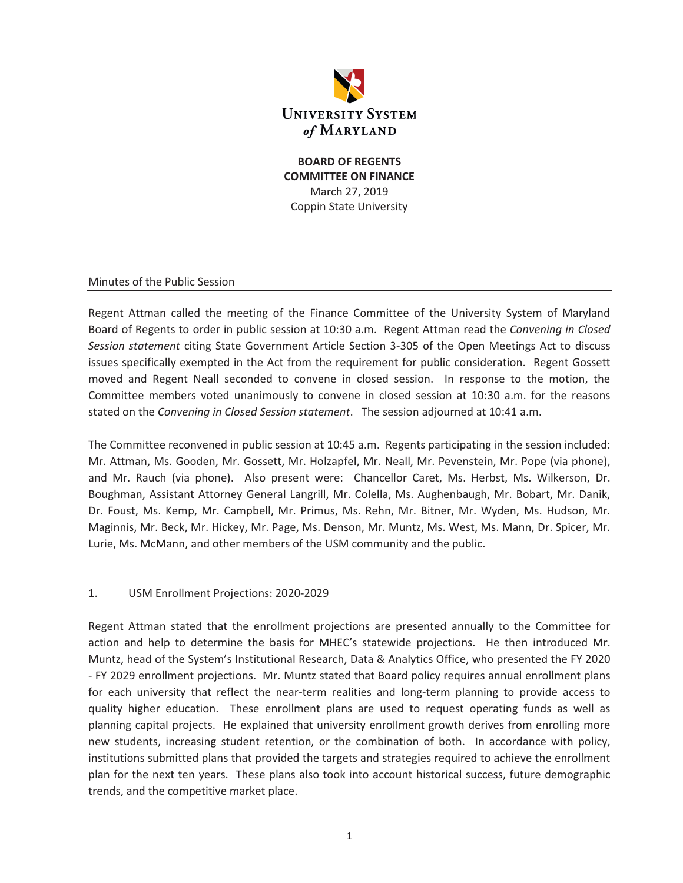**UNIVERSITY SYSTEM of MARYLAND**

**BOARD OF REGENTS**
**COMMITTEE ON FINANCE**
March 27, 2019
Coppin State University

## Minutes of the Public Session

Regent Attman called the meeting of the Finance Committee of the University System of Maryland Board of Regents to order in public session at 10:30 a.m. Regent Attman read the *Convening in Closed Session statement* citing State Government Article Section 3-305 of the Open Meetings Act to discuss issues specifically exempted in the Act from the requirement for public consideration. Regent Gossett moved and Regent Neall seconded to convene in closed session. In response to the motion, the Committee members voted unanimously to convene in closed session at 10:30 a.m. for the reasons stated on the *Convening in Closed Session statement*. The session adjourned at 10:41 a.m.

The Committee reconvened in public session at 10:45 a.m. Regents participating in the session included: Mr. Attman, Ms. Gooden, Mr. Gossett, Mr. Holzapfel, Mr. Neall, Mr. Pevenstein, Mr. Pope (via phone), and Mr. Rauch (via phone). Also present were: Chancellor Caret, Ms. Herbst, Ms. Wilkerson, Dr. Boughman, Assistant Attorney General Langrill, Mr. Colella, Ms. Aughenbaugh, Mr. Bobart, Mr. Danik, Dr. Foust, Ms. Kemp, Mr. Campbell, Mr. Primus, Ms. Rehn, Mr. Bitner, Mr. Wyden, Ms. Hudson, Mr. Maginnis, Mr. Beck, Mr. Hickey, Mr. Page, Ms. Denson, Mr. Muntz, Ms. West, Ms. Mann, Dr. Spicer, Mr. Lurie, Ms. McMann, and other members of the USM community and the public.

1. <u>USM Enrollment Projections: 2020-2029</u>

Regent Attman stated that the enrollment projections are presented annually to the Committee for action and help to determine the basis for MHEC's statewide projections. He then introduced Mr. Muntz, head of the System's Institutional Research, Data & Analytics Office, who presented the FY 2020 - FY 2029 enrollment projections. Mr. Muntz stated that Board policy requires annual enrollment plans for each university that reflect the near-term realities and long-term planning to provide access to quality higher education. These enrollment plans are used to request operating funds as well as planning capital projects. He explained that university enrollment growth derives from enrolling more new students, increasing student retention, or the combination of both. In accordance with policy, institutions submitted plans that provided the targets and strategies required to achieve the enrollment plan for the next ten years. These plans also took into account historical success, future demographic trends, and the competitive market place.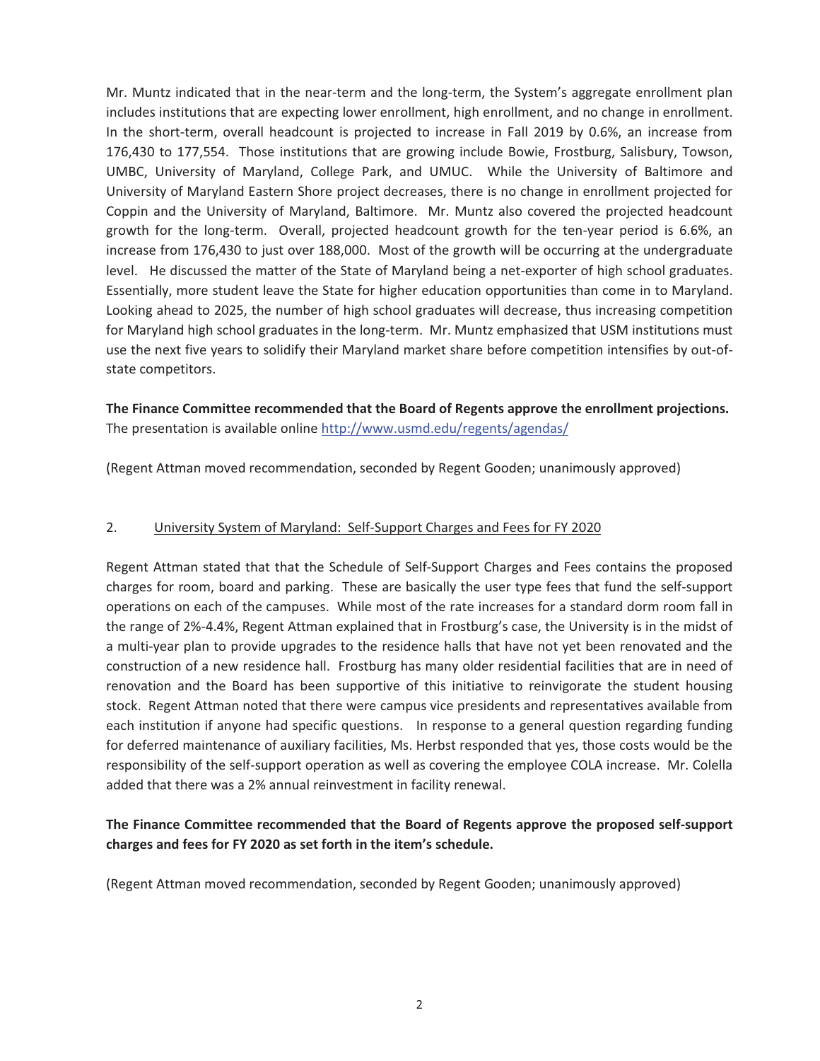Mr. Muntz indicated that in the near-term and the long-term, the System's aggregate enrollment plan includes institutions that are expecting lower enrollment, high enrollment, and no change in enrollment. In the short-term, overall headcount is projected to increase in Fall 2019 by 0.6%, an increase from 176,430 to 177,554. Those institutions that are growing include Bowie, Frostburg, Salisbury, Towson, UMBC, University of Maryland, College Park, and UMUC. While the University of Baltimore and University of Maryland Eastern Shore project decreases, there is no change in enrollment projected for Coppin and the University of Maryland, Baltimore. Mr. Muntz also covered the projected headcount growth for the long-term. Overall, projected headcount growth for the ten-year period is 6.6%, an increase from 176,430 to just over 188,000. Most of the growth will be occurring at the undergraduate level. He discussed the matter of the State of Maryland being a net-exporter of high school graduates. Essentially, more student leave the State for higher education opportunities than come in to Maryland. Looking ahead to 2025, the number of high school graduates will decrease, thus increasing competition for Maryland high school graduates in the long-term. Mr. Muntz emphasized that USM institutions must use the next five years to solidify their Maryland market share before competition intensifies by out-of-state competitors.

**The Finance Committee recommended that the Board of Regents approve the enrollment projections.** The presentation is available online http://www.usmd.edu/regents/agendas/

(Regent Attman moved recommendation, seconded by Regent Gooden; unanimously approved)

2. University System of Maryland: Self-Support Charges and Fees for FY 2020

Regent Attman stated that that the Schedule of Self-Support Charges and Fees contains the proposed charges for room, board and parking. These are basically the user type fees that fund the self-support operations on each of the campuses. While most of the rate increases for a standard dorm room fall in the range of 2%-4.4%, Regent Attman explained that in Frostburg's case, the University is in the midst of a multi-year plan to provide upgrades to the residence halls that have not yet been renovated and the construction of a new residence hall. Frostburg has many older residential facilities that are in need of renovation and the Board has been supportive of this initiative to reinvigorate the student housing stock. Regent Attman noted that there were campus vice presidents and representatives available from each institution if anyone had specific questions. In response to a general question regarding funding for deferred maintenance of auxiliary facilities, Ms. Herbst responded that yes, those costs would be the responsibility of the self-support operation as well as covering the employee COLA increase. Mr. Colella added that there was a 2% annual reinvestment in facility renewal.

**The Finance Committee recommended that the Board of Regents approve the proposed self-support charges and fees for FY 2020 as set forth in the item's schedule.**

(Regent Attman moved recommendation, seconded by Regent Gooden; unanimously approved)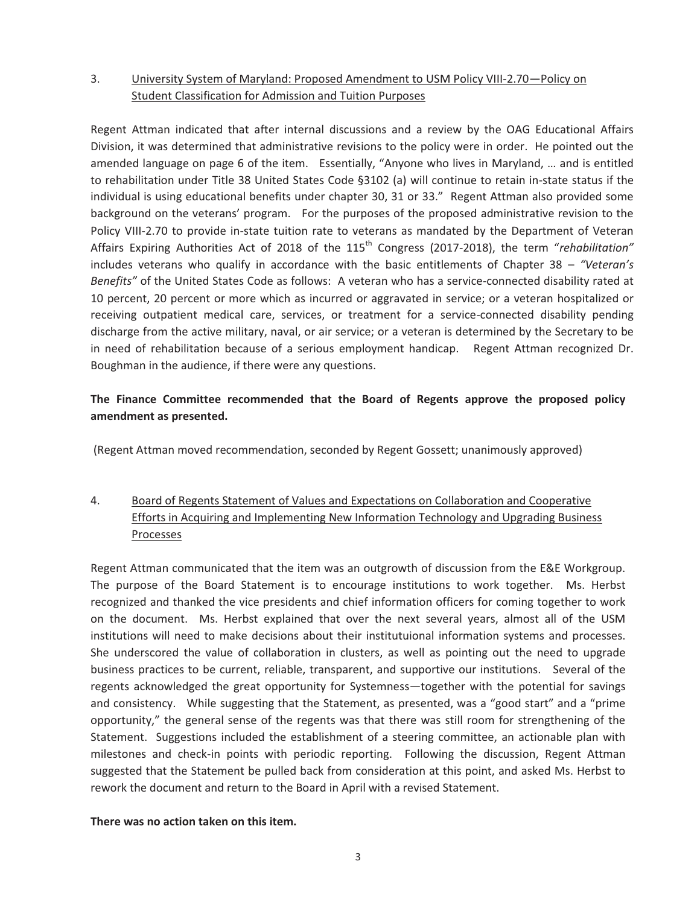3. <u>University System of Maryland: Proposed Amendment to USM Policy VIII-2.70—Policy on Student Classification for Admission and Tuition Purposes</u>

Regent Attman indicated that after internal discussions and a review by the OAG Educational Affairs Division, it was determined that administrative revisions to the policy were in order. He pointed out the amended language on page 6 of the item. Essentially, "Anyone who lives in Maryland, … and is entitled to rehabilitation under Title 38 United States Code §3102 (a) will continue to retain in-state status if the individual is using educational benefits under chapter 30, 31 or 33." Regent Attman also provided some background on the veterans' program. For the purposes of the proposed administrative revision to the Policy VIII-2.70 to provide in-state tuition rate to veterans as mandated by the Department of Veteran Affairs Expiring Authorities Act of 2018 of the 115th Congress (2017-2018), the term "*rehabilitation"* includes veterans who qualify in accordance with the basic entitlements of Chapter 38 – *"Veteran's Benefits"* of the United States Code as follows: A veteran who has a service-connected disability rated at 10 percent, 20 percent or more which as incurred or aggravated in service; or a veteran hospitalized or receiving outpatient medical care, services, or treatment for a service-connected disability pending discharge from the active military, naval, or air service; or a veteran is determined by the Secretary to be in need of rehabilitation because of a serious employment handicap. Regent Attman recognized Dr. Boughman in the audience, if there were any questions.

**The Finance Committee recommended that the Board of Regents approve the proposed policy amendment as presented.**

(Regent Attman moved recommendation, seconded by Regent Gossett; unanimously approved)

4. <u>Board of Regents Statement of Values and Expectations on Collaboration and Cooperative Efforts in Acquiring and Implementing New Information Technology and Upgrading Business Processes</u>

Regent Attman communicated that the item was an outgrowth of discussion from the E&E Workgroup. The purpose of the Board Statement is to encourage institutions to work together. Ms. Herbst recognized and thanked the vice presidents and chief information officers for coming together to work on the document. Ms. Herbst explained that over the next several years, almost all of the USM institutions will need to make decisions about their institutuional information systems and processes. She underscored the value of collaboration in clusters, as well as pointing out the need to upgrade business practices to be current, reliable, transparent, and supportive our institutions. Several of the regents acknowledged the great opportunity for Systemness—together with the potential for savings and consistency. While suggesting that the Statement, as presented, was a "good start" and a "prime opportunity," the general sense of the regents was that there was still room for strengthening of the Statement. Suggestions included the establishment of a steering committee, an actionable plan with milestones and check-in points with periodic reporting. Following the discussion, Regent Attman suggested that the Statement be pulled back from consideration at this point, and asked Ms. Herbst to rework the document and return to the Board in April with a revised Statement.

**There was no action taken on this item.**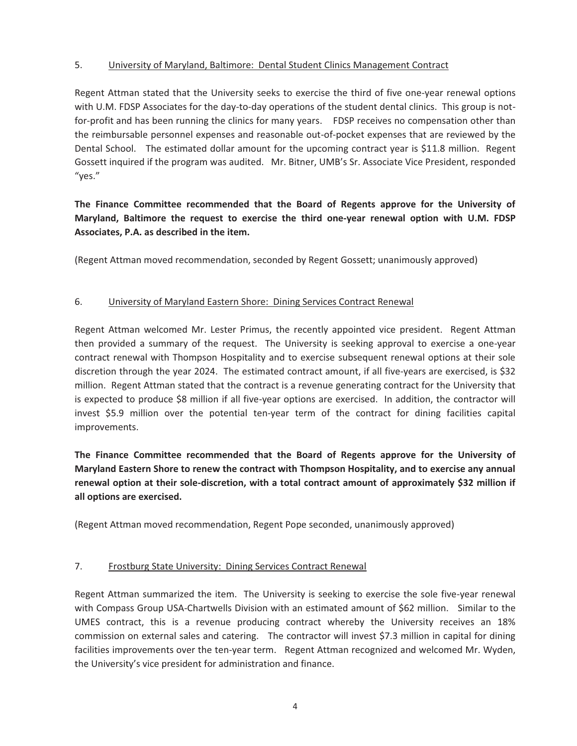5. University of Maryland, Baltimore: Dental Student Clinics Management Contract

Regent Attman stated that the University seeks to exercise the third of five one-year renewal options with U.M. FDSP Associates for the day-to-day operations of the student dental clinics. This group is not-for-profit and has been running the clinics for many years. FDSP receives no compensation other than the reimbursable personnel expenses and reasonable out-of-pocket expenses that are reviewed by the Dental School. The estimated dollar amount for the upcoming contract year is $11.8 million. Regent Gossett inquired if the program was audited. Mr. Bitner, UMB's Sr. Associate Vice President, responded "yes."

**The Finance Committee recommended that the Board of Regents approve for the University of Maryland, Baltimore the request to exercise the third one-year renewal option with U.M. FDSP Associates, P.A. as described in the item.**

(Regent Attman moved recommendation, seconded by Regent Gossett; unanimously approved)

6. University of Maryland Eastern Shore: Dining Services Contract Renewal

Regent Attman welcomed Mr. Lester Primus, the recently appointed vice president. Regent Attman then provided a summary of the request. The University is seeking approval to exercise a one-year contract renewal with Thompson Hospitality and to exercise subsequent renewal options at their sole discretion through the year 2024. The estimated contract amount, if all five-years are exercised, is $32 million. Regent Attman stated that the contract is a revenue generating contract for the University that is expected to produce $8 million if all five-year options are exercised. In addition, the contractor will invest $5.9 million over the potential ten-year term of the contract for dining facilities capital improvements.

**The Finance Committee recommended that the Board of Regents approve for the University of Maryland Eastern Shore to renew the contract with Thompson Hospitality, and to exercise any annual renewal option at their sole-discretion, with a total contract amount of approximately $32 million if all options are exercised.**

(Regent Attman moved recommendation, Regent Pope seconded, unanimously approved)

7. Frostburg State University: Dining Services Contract Renewal

Regent Attman summarized the item. The University is seeking to exercise the sole five-year renewal with Compass Group USA-Chartwells Division with an estimated amount of $62 million. Similar to the UMES contract, this is a revenue producing contract whereby the University receives an 18% commission on external sales and catering. The contractor will invest $7.3 million in capital for dining facilities improvements over the ten-year term. Regent Attman recognized and welcomed Mr. Wyden, the University's vice president for administration and finance.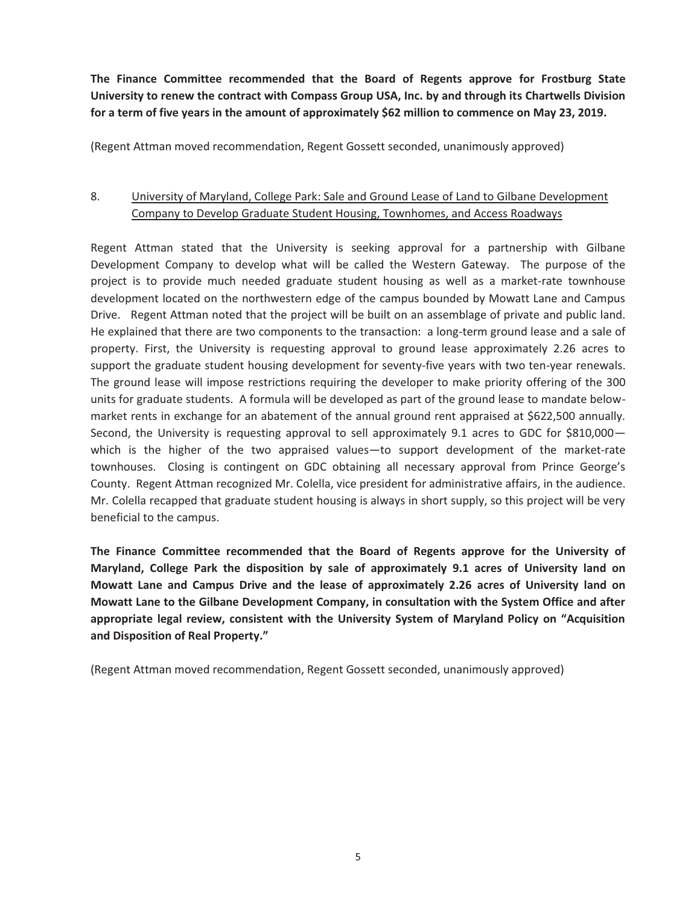**The Finance Committee recommended that the Board of Regents approve for Frostburg State University to renew the contract with Compass Group USA, Inc. by and through its Chartwells Division for a term of five years in the amount of approximately $62 million to commence on May 23, 2019.**

(Regent Attman moved recommendation, Regent Gossett seconded, unanimously approved)

8. <u>University of Maryland, College Park: Sale and Ground Lease of Land to Gilbane Development Company to Develop Graduate Student Housing, Townhomes, and Access Roadways</u>

Regent Attman stated that the University is seeking approval for a partnership with Gilbane Development Company to develop what will be called the Western Gateway. The purpose of the project is to provide much needed graduate student housing as well as a market-rate townhouse development located on the northwestern edge of the campus bounded by Mowatt Lane and Campus Drive. Regent Attman noted that the project will be built on an assemblage of private and public land. He explained that there are two components to the transaction: a long-term ground lease and a sale of property. First, the University is requesting approval to ground lease approximately 2.26 acres to support the graduate student housing development for seventy-five years with two ten-year renewals. The ground lease will impose restrictions requiring the developer to make priority offering of the 300 units for graduate students. A formula will be developed as part of the ground lease to mandate below-market rents in exchange for an abatement of the annual ground rent appraised at $622,500 annually. Second, the University is requesting approval to sell approximately 9.1 acres to GDC for $810,000—which is the higher of the two appraised values—to support development of the market-rate townhouses. Closing is contingent on GDC obtaining all necessary approval from Prince George's County. Regent Attman recognized Mr. Colella, vice president for administrative affairs, in the audience. Mr. Colella recapped that graduate student housing is always in short supply, so this project will be very beneficial to the campus.

**The Finance Committee recommended that the Board of Regents approve for the University of Maryland, College Park the disposition by sale of approximately 9.1 acres of University land on Mowatt Lane and Campus Drive and the lease of approximately 2.26 acres of University land on Mowatt Lane to the Gilbane Development Company, in consultation with the System Office and after appropriate legal review, consistent with the University System of Maryland Policy on "Acquisition and Disposition of Real Property."**

(Regent Attman moved recommendation, Regent Gossett seconded, unanimously approved)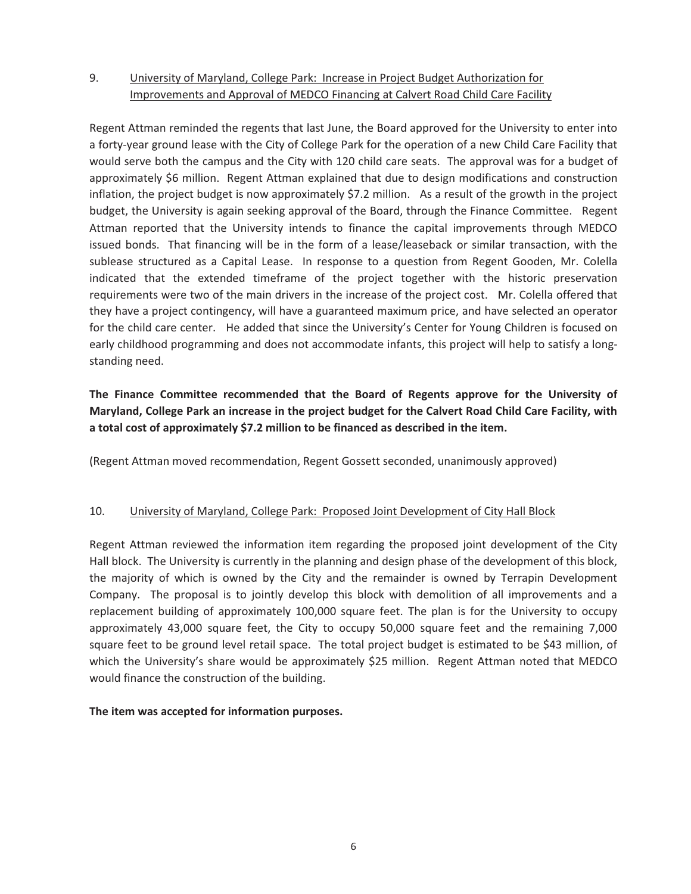9. <u>University of Maryland, College Park: Increase in Project Budget Authorization for Improvements and Approval of MEDCO Financing at Calvert Road Child Care Facility</u>

Regent Attman reminded the regents that last June, the Board approved for the University to enter into a forty-year ground lease with the City of College Park for the operation of a new Child Care Facility that would serve both the campus and the City with 120 child care seats. The approval was for a budget of approximately $6 million. Regent Attman explained that due to design modifications and construction inflation, the project budget is now approximately $7.2 million. As a result of the growth in the project budget, the University is again seeking approval of the Board, through the Finance Committee. Regent Attman reported that the University intends to finance the capital improvements through MEDCO issued bonds. That financing will be in the form of a lease/leaseback or similar transaction, with the sublease structured as a Capital Lease. In response to a question from Regent Gooden, Mr. Colella indicated that the extended timeframe of the project together with the historic preservation requirements were two of the main drivers in the increase of the project cost. Mr. Colella offered that they have a project contingency, will have a guaranteed maximum price, and have selected an operator for the child care center. He added that since the University's Center for Young Children is focused on early childhood programming and does not accommodate infants, this project will help to satisfy a long-standing need.

**The Finance Committee recommended that the Board of Regents approve for the University of Maryland, College Park an increase in the project budget for the Calvert Road Child Care Facility, with a total cost of approximately $7.2 million to be financed as described in the item.**

(Regent Attman moved recommendation, Regent Gossett seconded, unanimously approved)

10. <u>University of Maryland, College Park: Proposed Joint Development of City Hall Block</u>

Regent Attman reviewed the information item regarding the proposed joint development of the City Hall block. The University is currently in the planning and design phase of the development of this block, the majority of which is owned by the City and the remainder is owned by Terrapin Development Company. The proposal is to jointly develop this block with demolition of all improvements and a replacement building of approximately 100,000 square feet. The plan is for the University to occupy approximately 43,000 square feet, the City to occupy 50,000 square feet and the remaining 7,000 square feet to be ground level retail space. The total project budget is estimated to be $43 million, of which the University's share would be approximately $25 million. Regent Attman noted that MEDCO would finance the construction of the building.

**The item was accepted for information purposes.**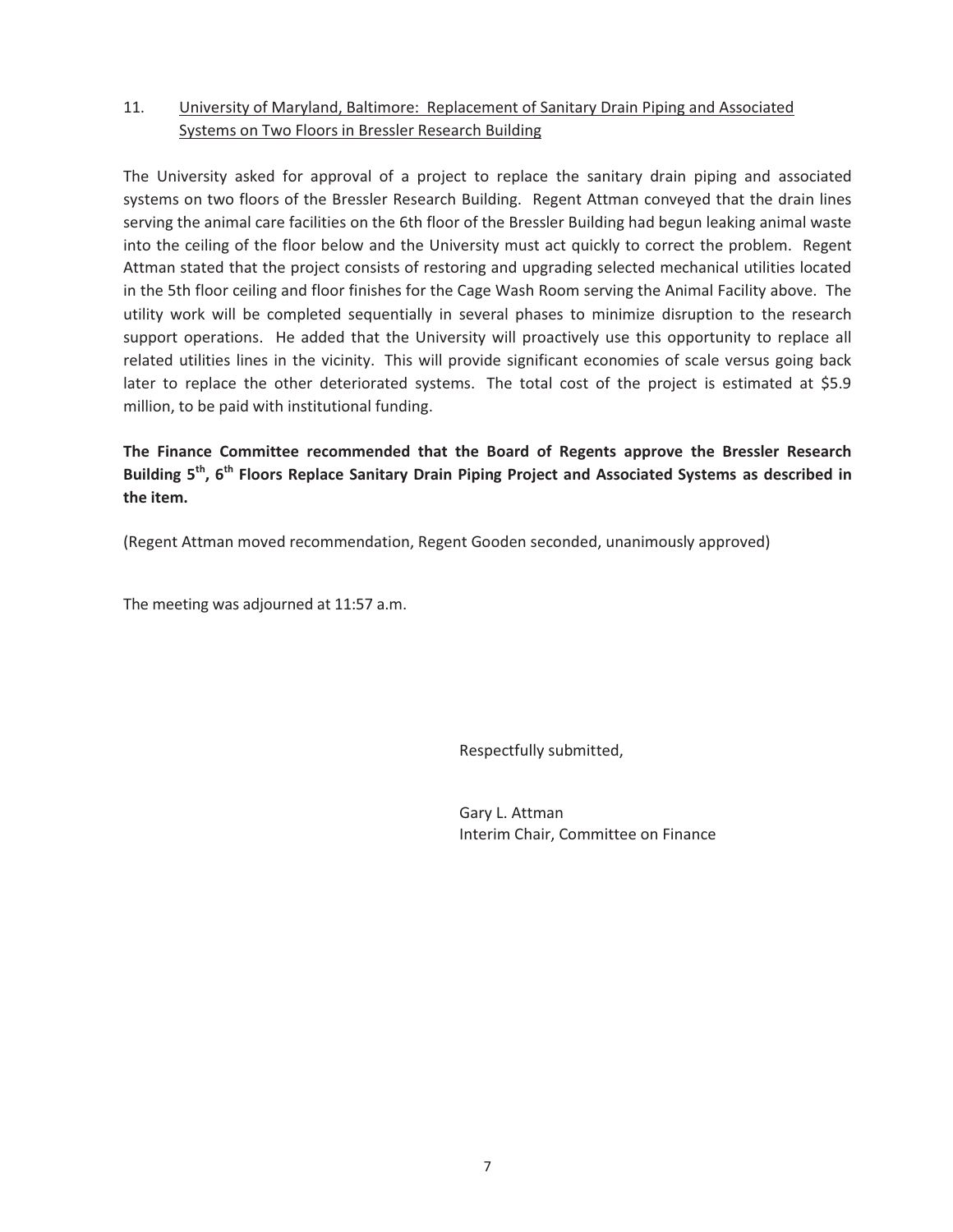11. University of Maryland, Baltimore: Replacement of Sanitary Drain Piping and Associated Systems on Two Floors in Bressler Research Building

The University asked for approval of a project to replace the sanitary drain piping and associated systems on two floors of the Bressler Research Building. Regent Attman conveyed that the drain lines serving the animal care facilities on the 6th floor of the Bressler Building had begun leaking animal waste into the ceiling of the floor below and the University must act quickly to correct the problem. Regent Attman stated that the project consists of restoring and upgrading selected mechanical utilities located in the 5th floor ceiling and floor finishes for the Cage Wash Room serving the Animal Facility above. The utility work will be completed sequentially in several phases to minimize disruption to the research support operations. He added that the University will proactively use this opportunity to replace all related utilities lines in the vicinity. This will provide significant economies of scale versus going back later to replace the other deteriorated systems. The total cost of the project is estimated at $5.9 million, to be paid with institutional funding.

**The Finance Committee recommended that the Board of Regents approve the Bressler Research Building 5th, 6th Floors Replace Sanitary Drain Piping Project and Associated Systems as described in the item.**

(Regent Attman moved recommendation, Regent Gooden seconded, unanimously approved)

The meeting was adjourned at 11:57 a.m.

Respectfully submitted,

Gary L. Attman
Interim Chair, Committee on Finance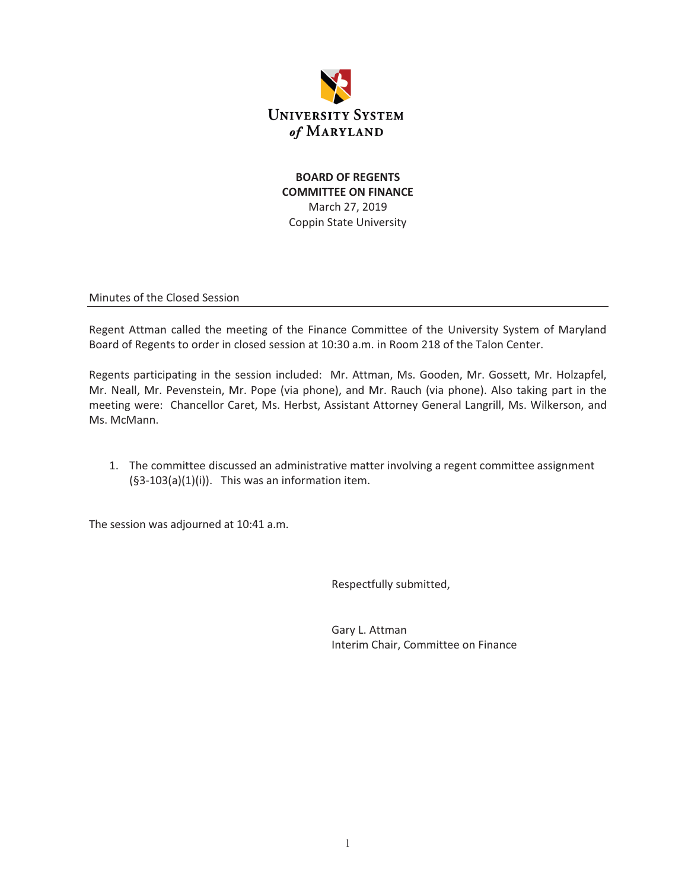UNIVERSITY SYSTEM of MARYLAND

**BOARD OF REGENTS**
**COMMITTEE ON FINANCE**
March 27, 2019
Coppin State University

Minutes of the Closed Session

---

Regent Attman called the meeting of the Finance Committee of the University System of Maryland Board of Regents to order in closed session at 10:30 a.m. in Room 218 of the Talon Center.

Regents participating in the session included: Mr. Attman, Ms. Gooden, Mr. Gossett, Mr. Holzapfel, Mr. Neall, Mr. Pevenstein, Mr. Pope (via phone), and Mr. Rauch (via phone). Also taking part in the meeting were: Chancellor Caret, Ms. Herbst, Assistant Attorney General Langrill, Ms. Wilkerson, and Ms. McMann.

1. The committee discussed an administrative matter involving a regent committee assignment (§3-103(a)(1)(i)). This was an information item.

The session was adjourned at 10:41 a.m.

Respectfully submitted,

Gary L. Attman
Interim Chair, Committee on Finance